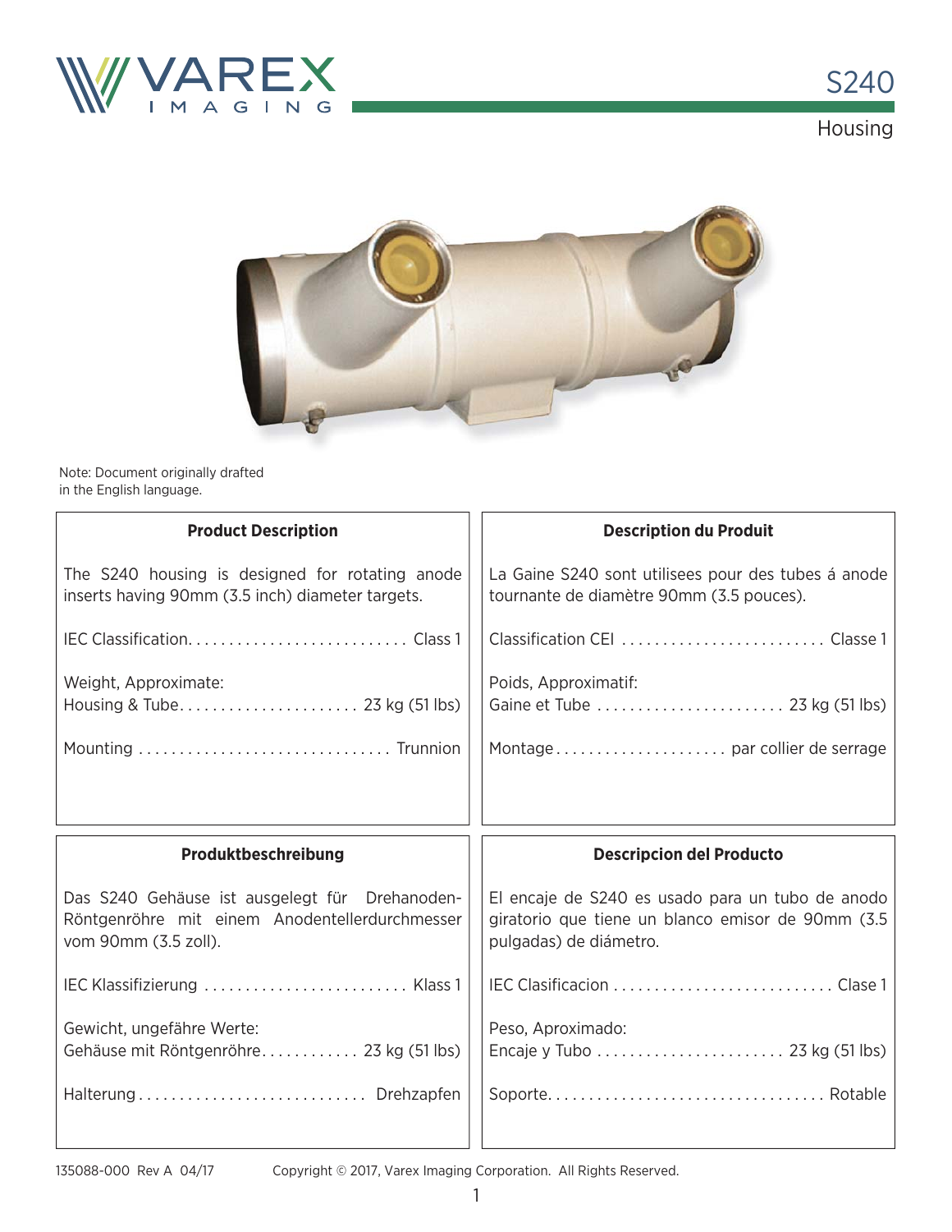# S240

## Housing

Note: Document originally drafted in the English language.

### Product Description

The S240 housing is designed for rotating anode inserts having 90mm (3.5 inch) diameter targets.

IEC Classification. . . . . . . . . . . . . . . . . . . . . . . . . . . Class 1

Weight, Approximate:
Housing & Tube. . . . . . . . . . . . . . . . . . . . . . 23 kg (51 lbs)

Mounting . . . . . . . . . . . . . . . . . . . . . . . . . . . . . . Trunnion

### Description du Produit

La Gaine S240 sont utilisees pour des tubes á anode tournante de diamètre 90mm (3.5 pouces).

Classification CEI . . . . . . . . . . . . . . . . . . . . . . . . . Classe 1

Poids, Approximatif:
Gaine et Tube . . . . . . . . . . . . . . . . . . . . . . . 23 kg (51 lbs)

Montage. . . . . . . . . . . . . . . . . . . . . par collier de serrage

### Produktbeschreibung

Das S240 Gehäuse ist ausgelegt für Drehanoden-Röntgenröhre mit einem Anodentellerdurchmesser vom 90mm (3.5 zoll).

IEC Klassifizierung . . . . . . . . . . . . . . . . . . . . . . . . . Klass 1

Gewicht, ungefähre Werte:
Gehäuse mit Röntgenröhre. . . . . . . . . . . . 23 kg (51 lbs)

Halterung . . . . . . . . . . . . . . . . . . . . . . . . . . . Drehzapfen

### Descripcion del Producto

El encaje de S240 es usado para un tubo de anodo giratorio que tiene un blanco emisor de 90mm (3.5 pulgadas) de diámetro.

IEC Clasificacion . . . . . . . . . . . . . . . . . . . . . . . . . . . Clase 1

Peso, Aproximado:
Encaje y Tubo . . . . . . . . . . . . . . . . . . . . . . . 23 kg (51 lbs)

Soporte. . . . . . . . . . . . . . . . . . . . . . . . . . . . . . . . . Rotable

135088-000 Rev A 04/17

Copyright © 2017, Varex Imaging Corporation. All Rights Reserved.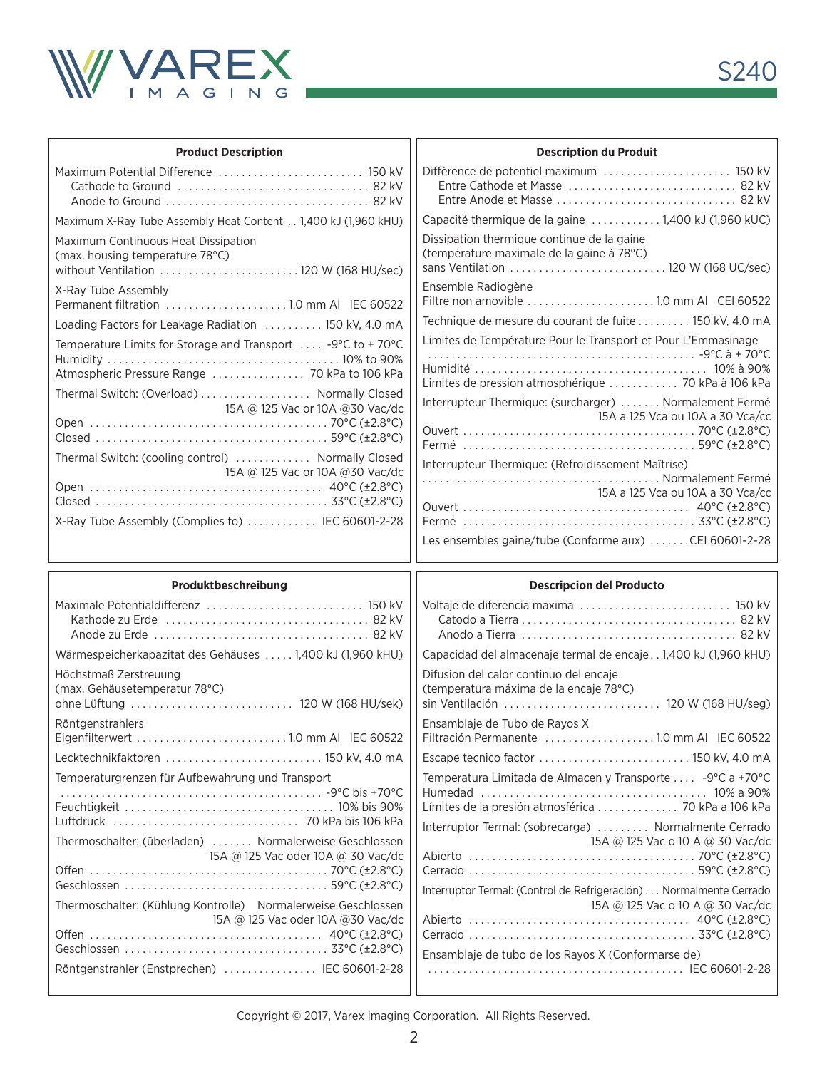# S240

## Product Description

| Parameter | Value |
|---|---|
| Maximum Potential Difference | 150 kV |
| Cathode to Ground | 82 kV |
| Anode to Ground | 82 kV |
| Maximum X-Ray Tube Assembly Heat Content | 1,400 kJ (1,960 kHU) |
| Maximum Continuous Heat Dissipation (max. housing temperature 78°C) without Ventilation | 120 W (168 HU/sec) |
| X-Ray Tube Assembly Permanent filtration | 1.0 mm Al IEC 60522 |
| Loading Factors for Leakage Radiation | 150 kV, 4.0 mA |
| Temperature Limits for Storage and Transport | -9°C to + 70°C |
| Humidity | 10% to 90% |
| Atmospheric Pressure Range | 70 kPa to 106 kPa |
| Thermal Switch: (Overload) | Normally Closed, 15A @ 125 Vac or 10A @30 Vac/dc |
| Open | 70°C (±2.8°C) |
| Closed | 59°C (±2.8°C) |
| Thermal Switch: (cooling control) | Normally Closed, 15A @ 125 Vac or 10A @30 Vac/dc |
| Open | 40°C (±2.8°C) |
| Closed | 33°C (±2.8°C) |
| X-Ray Tube Assembly (Complies to) | IEC 60601-2-28 |

## Description du Produit

| Paramètre | Valeur |
|---|---|
| Diffèrence de potentiel maximum | 150 kV |
| Entre Cathode et Masse | 82 kV |
| Entre Anode et Masse | 82 kV |
| Capacité thermique de la gaine | 1,400 kJ (1,960 kUC) |
| Dissipation thermique continue de la gaine (température maximale de la gaine à 78°C) sans Ventilation | 120 W (168 UC/sec) |
| Ensemble Radiogène Filtre non amovible | 1,0 mm Al CEI 60522 |
| Technique de mesure du courant de fuite | 150 kV, 4.0 mA |
| Limites de Température Pour le Transport et Pour L'Emmasinage | -9°C à + 70°C |
| Humidité | 10% à 90% |
| Limites de pression atmosphérique | 70 kPa à 106 kPa |
| Interrupteur Thermique: (surcharger) | Normalement Fermé, 15A a 125 Vca ou 10A a 30 Vca/cc |
| Ouvert | 70°C (±2.8°C) |
| Fermé | 59°C (±2.8°C) |
| Interrupteur Thermique: (Refroidissement Maîtrise) | Normalement Fermé, 15A a 125 Vca ou 10A a 30 Vca/cc |
| Ouvert | 40°C (±2.8°C) |
| Fermé | 33°C (±2.8°C) |
| Les ensembles gaine/tube (Conforme aux) | CEI 60601-2-28 |

## Produktbeschreibung

| Parameter | Wert |
|---|---|
| Maximale Potentialdifferenz | 150 kV |
| Kathode zu Erde | 82 kV |
| Anode zu Erde | 82 kV |
| Wärmespeicherkapazitat des Gehäuses | 1,400 kJ (1,960 kHU) |
| Höchstmaß Zerstreuung (max. Gehäusetemperatur 78°C) ohne Lüftung | 120 W (168 HU/sek) |
| Röntgenstrahlers Eigenfilterwert | 1.0 mm Al IEC 60522 |
| Lecktechnikfaktoren | 150 kV, 4.0 mA |
| Temperaturgrenzen für Aufbewahrung und Transport | -9°C bis +70°C |
| Feuchtigkeit | 10% bis 90% |
| Luftdruck | 70 kPa bis 106 kPa |
| Thermoschalter: (überladen) | Normalerweise Geschlossen, 15A @ 125 Vac oder 10A @ 30 Vac/dc |
| Offen | 70°C (±2.8°C) |
| Geschlossen | 59°C (±2.8°C) |
| Thermoschalter: (Kühlung Kontrolle) | Normalerweise Geschlossen, 15A @ 125 Vac oder 10A @30 Vac/dc |
| Offen | 40°C (±2.8°C) |
| Geschlossen | 33°C (±2.8°C) |
| Röntgenstrahler (Enstprechen) | IEC 60601-2-28 |

## Descripcion del Producto

| Parámetro | Valor |
|---|---|
| Voltaje de diferencia maxima | 150 kV |
| Catodo a Tierra | 82 kV |
| Anodo a Tierra | 82 kV |
| Capacidad del almacenaje termal de encaje | 1,400 kJ (1,960 kHU) |
| Difusion del calor continuo del encaje (temperatura máxima de la encaje 78°C) sin Ventilación | 120 W (168 HU/seg) |
| Ensamblaje de Tubo de Rayos X Filtración Permanente | 1.0 mm Al IEC 60522 |
| Escape tecnico factor | 150 kV, 4.0 mA |
| Temperatura Limitada de Almacen y Transporte | -9°C a +70°C |
| Humedad | 10% a 90% |
| Límites de la presión atmosférica | 70 kPa a 106 kPa |
| Interruptor Termal: (sobrecarga) | Normalmente Cerrado, 15A @ 125 Vac o 10 A @ 30 Vac/dc |
| Abierto | 70°C (±2.8°C) |
| Cerrado | 59°C (±2.8°C) |
| Interruptor Termal: (Control de Refrigeración) | Normalmente Cerrado, 15A @ 125 Vac o 10 A @ 30 Vac/dc |
| Abierto | 40°C (±2.8°C) |
| Cerrado | 33°C (±2.8°C) |
| Ensamblaje de tubo de los Rayos X (Conformarse de) | IEC 60601-2-28 |

Copyright © 2017, Varex Imaging Corporation. All Rights Reserved.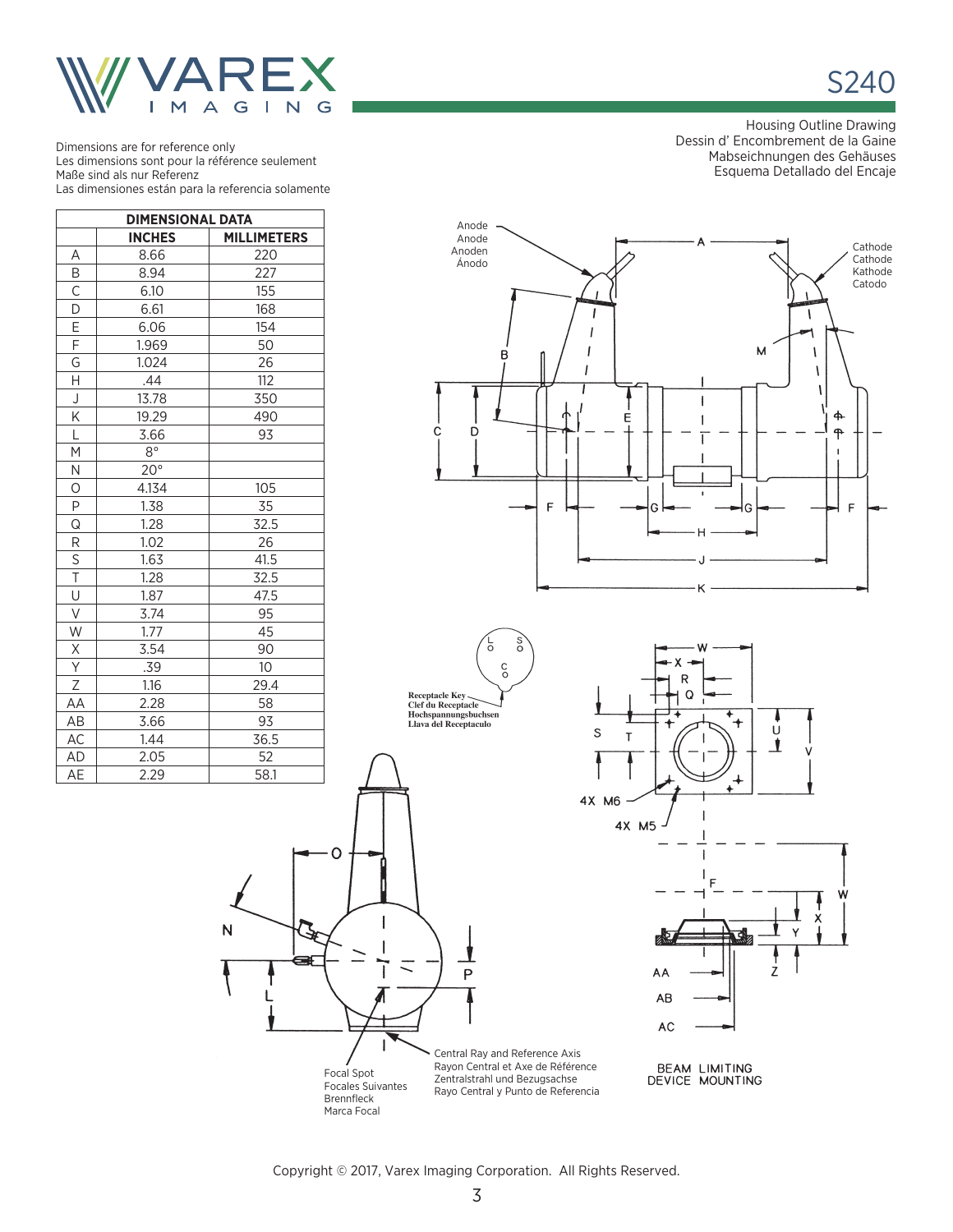# S240

Housing Outline Drawing
Dessin d' Encombrement de la Gaine
Mabseichnungen des Gehäuses
Esquema Detallado del Encaje

Dimensions are for reference only
Les dimensions sont pour la référence seulement
Maße sind als nur Referenz
Las dimensiones están para la referencia solamente

| DIMENSIONAL DATA | | |
|---|---|---|
| | INCHES | MILLIMETERS |
| A | 8.66 | 220 |
| B | 8.94 | 227 |
| C | 6.10 | 155 |
| D | 6.61 | 168 |
| E | 6.06 | 154 |
| F | 1.969 | 50 |
| G | 1.024 | 26 |
| H | .44 | 112 |
| J | 13.78 | 350 |
| K | 19.29 | 490 |
| L | 3.66 | 93 |
| M | 8° | |
| N | 20° | |
| O | 4.134 | 105 |
| P | 1.38 | 35 |
| Q | 1.28 | 32.5 |
| R | 1.02 | 26 |
| S | 1.63 | 41.5 |
| T | 1.28 | 32.5 |
| U | 1.87 | 47.5 |
| V | 3.74 | 95 |
| W | 1.77 | 45 |
| X | 3.54 | 90 |
| Y | .39 | 10 |
| Z | 1.16 | 29.4 |
| AA | 2.28 | 58 |
| AB | 3.66 | 93 |
| AC | 1.44 | 36.5 |
| AD | 2.05 | 52 |
| AE | 2.29 | 58.1 |

Anode
Anode
Anoden
Ánodo

Cathode
Cathode
Kathode
Catodo

Receptacle Key
Clef du Receptacle
Hochspannungsbuchsen
Llava del Receptaculo

4X M6
4X M5

Focal Spot
Focales Suivantes
Brennfleck
Marca Focal

Central Ray and Reference Axis
Rayon Central et Axe de Référence
Zentralstrahl und Bezugsachse
Rayo Central y Punto de Referencia

BEAM LIMITING DEVICE MOUNTING

Copyright © 2017, Varex Imaging Corporation. All Rights Reserved.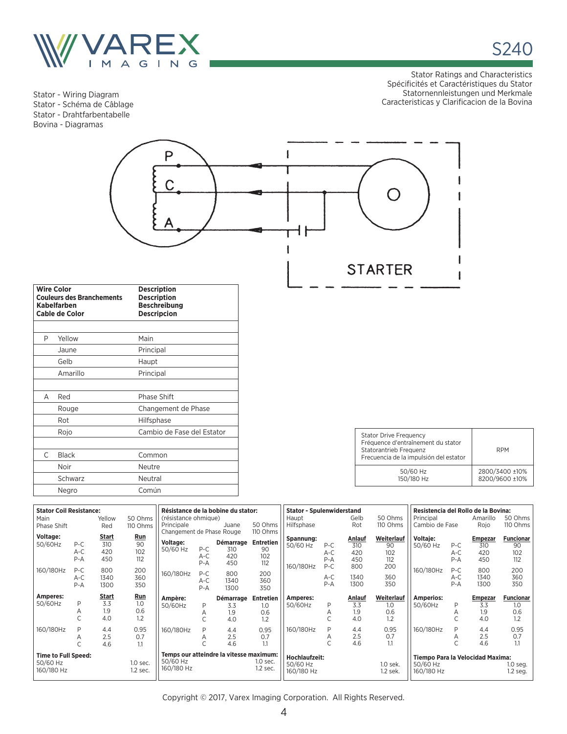# S240

Stator - Wiring Diagram
Stator - Schéma de Câblage
Stator - Drahtfarbentabelle
Bovina - Diagramas

Stator Ratings and Characteristics
Spécificités et Caractéristiques du Stator
Statornennleistungen und Merkmale
Caracteristicas y Clarificacion de la Bovina

P
C
A
O
STARTER

| | Wire Color<br>Couleurs des Branchements<br>Kabelfarben<br>Cable de Color | Description<br>Description<br>Beschreibung<br>Descripcion |
|---|---|---|
| | | |
| P | Yellow | Main |
| | Jaune | Principal |
| | Gelb | Haupt |
| | Amarillo | Principal |
| | | |
| A | Red | Phase Shift |
| | Rouge | Changement de Phase |
| | Rot | Hilfsphase |
| | Rojo | Cambio de Fase del Estator |
| | | |
| C | Black | Common |
| | Noir | Neutre |
| | Schwarz | Neutral |
| | Negro | Común |

| Stator Drive Frequency<br>Fréquence d'entraînement du stator<br>Statorantrieb Frequenz<br>Frecuencia de la impulsión del estator | RPM |
|---|---|
| 50/60 Hz<br>150/180 Hz | 2800/3400 ±10%<br>8200/9600 ±10% |

**Stator Coil Resistance:**

| | | | |
|---|---|---|---|
| Main | | Yellow | 50 Ohms |
| Phase Shift | | Red | 110 Ohms |
| **Voltage:** | | **Start** | **Run** |
| 50/60Hz | P-C | 310 | 90 |
| | A-C | 420 | 102 |
| | P-A | 450 | 112 |
| 160/180Hz | P-C | 800 | 200 |
| | A-C | 1340 | 360 |
| | P-A | 1300 | 350 |
| **Amperes:** | | **Start** | **Run** |
| 50/60Hz | P | 3.3 | 1.0 |
| | A | 1.9 | 0.6 |
| | C | 4.0 | 1.2 |
| 160/180Hz | P | 4.4 | 0.95 |
| | A | 2.5 | 0.7 |
| | C | 4.6 | 1.1 |
| **Time to Full Speed:** | | | |
| 50/60 Hz | | | 1.0 sec. |
| 160/180 Hz | | | 1.2 sec. |

**Résistance de la bobine du stator:**
(résistance ohmique)

| | | | |
|---|---|---|---|
| Principale | | Juane | 50 Ohms |
| Changement de Phase | | Rouge | 110 Ohms |
| **Voltage:** | | **Démarrage** | **Entretien** |
| 50/60 Hz | P-C | 310 | 90 |
| | A-C | 420 | 102 |
| | P-A | 450 | 112 |
| 160/180Hz | P-C | 800 | 200 |
| | A-C | 1340 | 360 |
| | P-A | 1300 | 350 |
| **Ampère:** | | **Démarrage** | **Entretien** |
| 50/60Hz | P | 3.3 | 1.0 |
| | A | 1.9 | 0.6 |
| | C | 4.0 | 1.2 |
| 160/180Hz | P | 4.4 | 0.95 |
| | A | 2.5 | 0.7 |
| | C | 4.6 | 1.1 |
| **Temps our atteindre la vitesse maximum:** | | | |
| 50/60 Hz | | | 1.0 sec. |
| 160/180 Hz | | | 1.2 sec. |

**Stator - Spulenwiderstand**

| | | | |
|---|---|---|---|
| Haupt | | Gelb | 50 Ohms |
| Hilfsphase | | Rot | 110 Ohms |
| **Spannung:** | | **Anlauf** | **Weiterlauf** |
| 50/60 Hz | P-C | 310 | 90 |
| | A-C | 420 | 102 |
| | P-A | 450 | 112 |
| 160/180Hz | P-C | 800 | 200 |
| | A-C | 1340 | 360 |
| | P-A | 1300 | 350 |
| **Amperes:** | | **Anlauf** | **Weiterlauf** |
| 50/60Hz | P | 3.3 | 1.0 |
| | A | 1.9 | 0.6 |
| | C | 4.0 | 1.2 |
| 160/180Hz | P | 4.4 | 0.95 |
| | A | 2.5 | 0.7 |
| | C | 4.6 | 1.1 |
| **Hochlaufzeit:** | | | |
| 50/60 Hz | | | 1.0 sek. |
| 160/180 Hz | | | 1.2 sek. |

**Resistencia del Rollo de la Bovina:**

| | | | |
|---|---|---|---|
| Principal | | Amarillo | 50 Ohms |
| Cambio de Fase | | Rojo | 110 Ohms |
| **Voltaje:** | | **Empezar** | **Funcionar** |
| 50/60 Hz | P-C | 310 | 90 |
| | A-C | 420 | 102 |
| | P-A | 450 | 112 |
| 160/180Hz | P-C | 800 | 200 |
| | A-C | 1340 | 360 |
| | P-A | 1300 | 350 |
| **Amperios:** | | **Empezar** | **Funcionar** |
| 50/60Hz | P | 3.3 | 1.0 |
| | A | 1.9 | 0.6 |
| | C | 4.0 | 1.2 |
| 160/180Hz | P | 4.4 | 0.95 |
| | A | 2.5 | 0.7 |
| | C | 4.6 | 1.1 |
| **Tiempo Para la Velocidad Maxima:** | | | |
| 50/60 Hz | | | 1.0 seg. |
| 160/180 Hz | | | 1.2 seg. |

Copyright © 2017, Varex Imaging Corporation. All Rights Reserved.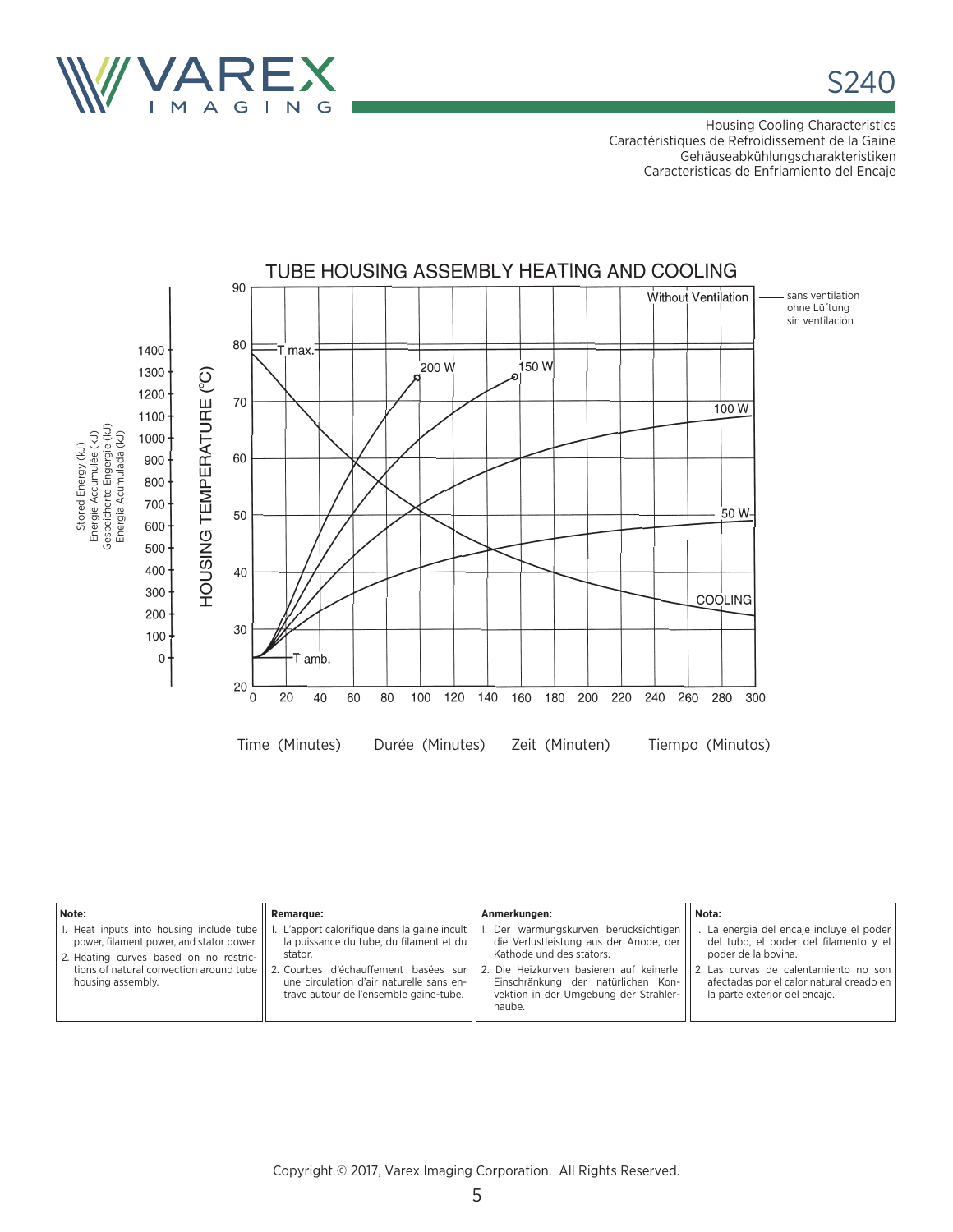# S240

Housing Cooling Characteristics
Caractéristiques de Refroidissement de la Gaine
Gehäuseabkühlungscharakteristiken
Caracteristicas de Enfriamiento del Encaje

## TUBE HOUSING ASSEMBLY HEATING AND COOLING

Without Ventilation — sans ventilation / ohne Lüftung / sin ventilación

HOUSING TEMPERATURE (°C)

Stored Energy (kJ) / Energie Accumulée (kJ) / Gespeicherte Engergie (kJ) / Energia Acumulada (kJ)

Curves: T max., 200 W, 150 W, 100 W, 50 W, COOLING, T amb.

Time (Minutes) Durée (Minutes) Zeit (Minuten) Tiempo (Minutos)

| Note: | Remarque: | Anmerkungen: | Nota: |
|---|---|---|---|
| 1. Heat inputs into housing include tube power, filament power, and stator power.<br>2. Heating curves based on no restrictions of natural convection around tube housing assembly. | 1. L'apport calorifique dans la gaine incult la puissance du tube, du filament et du stator.<br>2. Courbes d'échauffement basées sur une circulation d'air naturelle sans entrave autour de l'ensemble gaine-tube. | 1. Der wärmungskurven berücksichtigen die Verlustleistung aus der Anode, der Kathode und des stators.<br>2. Die Heizkurven basieren auf keinerlei Einschränkung der natürlichen Konvektion in der Umgebung der Strahlerhaube. | 1. La energia del encaje incluye el poder del tubo, el poder del filamento y el poder de la bovina.<br>2. Las curvas de calentamiento no son afectadas por el calor natural creado en la parte exterior del encaje. |

Copyright © 2017, Varex Imaging Corporation. All Rights Reserved.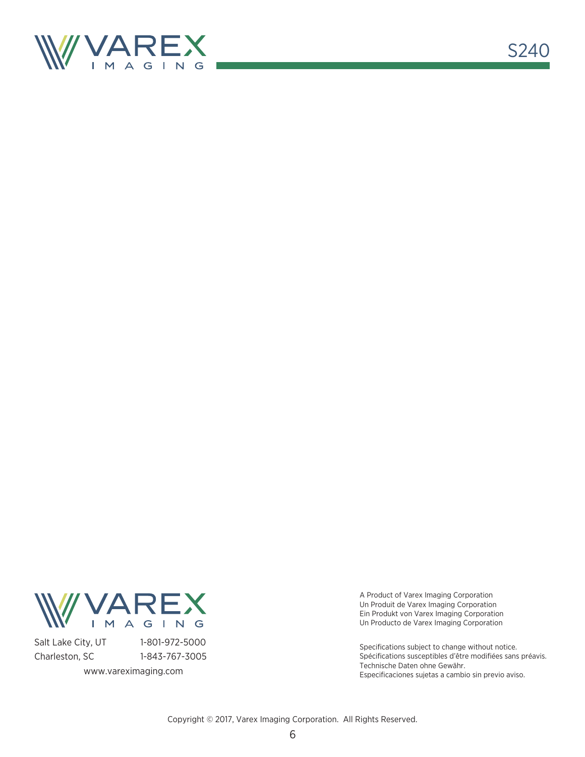VAREX IMAGING

Salt Lake City, UT 1-801-972-5000
Charleston, SC 1-843-767-3005

www.vareximaging.com

A Product of Varex Imaging Corporation
Un Produit de Varex Imaging Corporation
Ein Produkt von Varex Imaging Corporation
Un Producto de Varex Imaging Corporation

Specifications subject to change without notice.
Spécifications susceptibles d'être modifiées sans préavis.
Technische Daten ohne Gewähr.
Especificaciones sujetas a cambio sin previo aviso.

Copyright © 2017, Varex Imaging Corporation. All Rights Reserved.